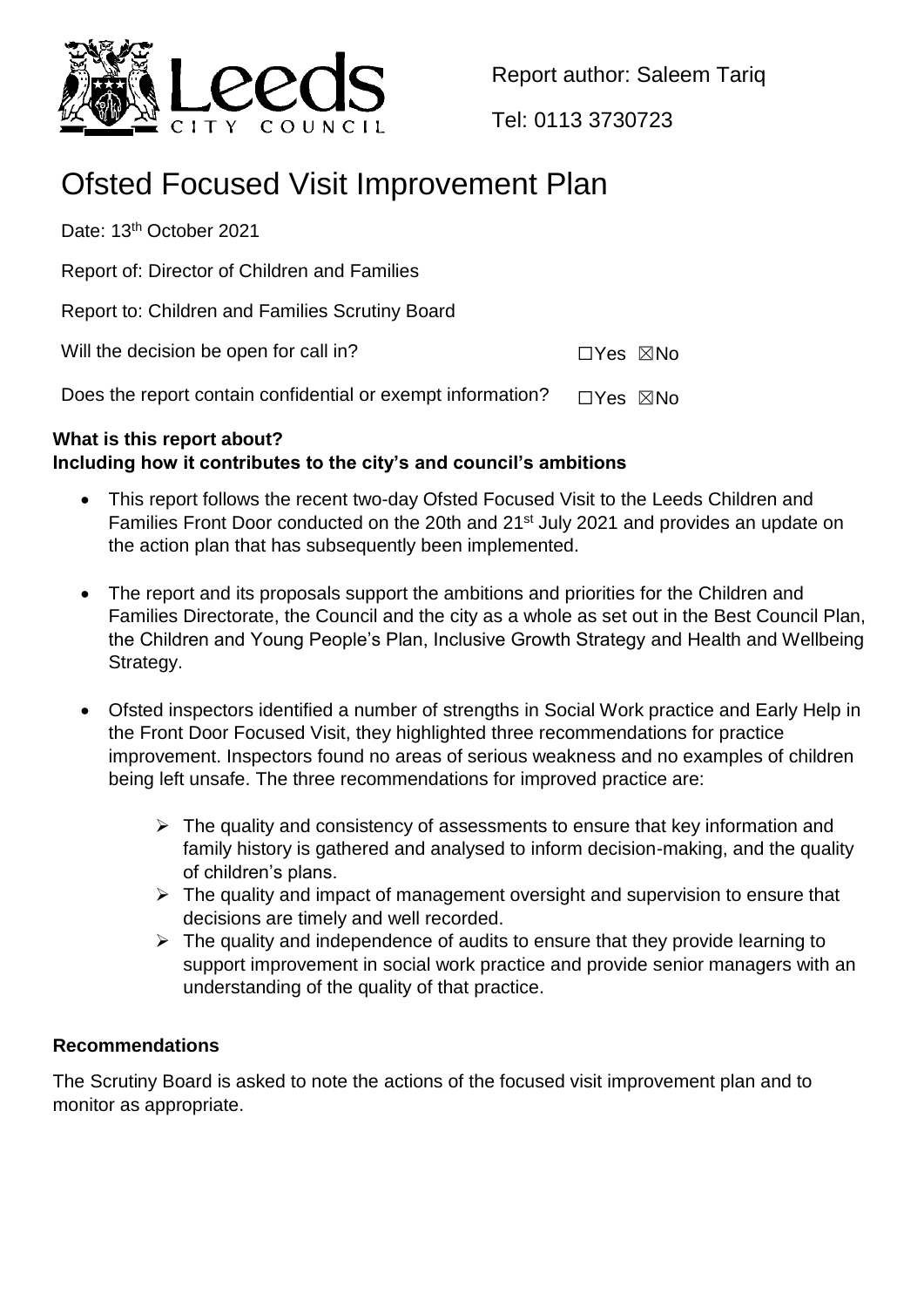Report author: Saleem Tariq

Tel: 0113 3730723

# Ofsted Focused Visit Improvement Plan

Date: 13th October 2021

Report of: Director of Children and Families

Report to: Children and Families Scrutiny Board

Will the decision be open for call in? ☐Yes ☒No

Does the report contain confidential or exempt information? ☐Yes ☒No

**What is this report about?**
**Including how it contributes to the city's and council's ambitions**

- This report follows the recent two-day Ofsted Focused Visit to the Leeds Children and Families Front Door conducted on the 20th and 21st July 2021 and provides an update on the action plan that has subsequently been implemented.
- The report and its proposals support the ambitions and priorities for the Children and Families Directorate, the Council and the city as a whole as set out in the Best Council Plan, the Children and Young People's Plan, Inclusive Growth Strategy and Health and Wellbeing Strategy.
- Ofsted inspectors identified a number of strengths in Social Work practice and Early Help in the Front Door Focused Visit, they highlighted three recommendations for practice improvement. Inspectors found no areas of serious weakness and no examples of children being left unsafe. The three recommendations for improved practice are:
  - The quality and consistency of assessments to ensure that key information and family history is gathered and analysed to inform decision-making, and the quality of children's plans.
  - The quality and impact of management oversight and supervision to ensure that decisions are timely and well recorded.
  - The quality and independence of audits to ensure that they provide learning to support improvement in social work practice and provide senior managers with an understanding of the quality of that practice.

**Recommendations**

The Scrutiny Board is asked to note the actions of the focused visit improvement plan and to monitor as appropriate.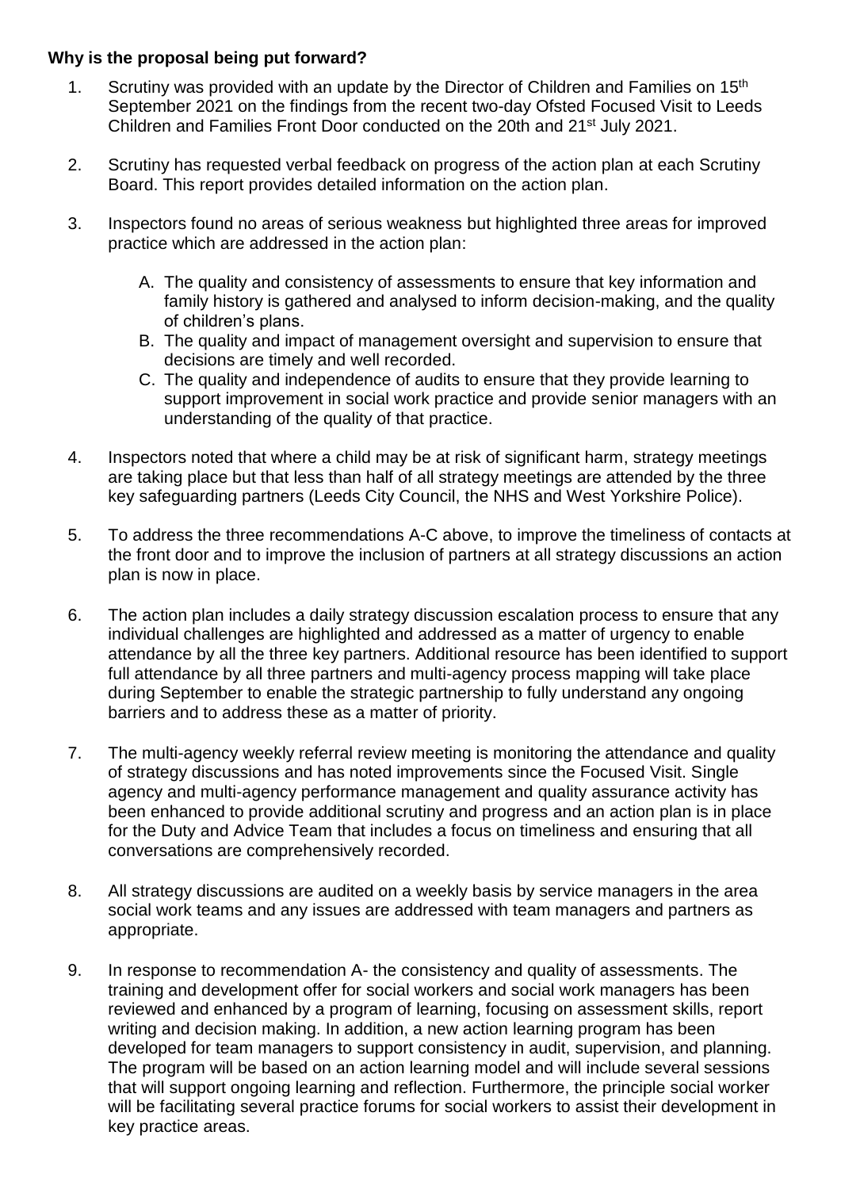**Why is the proposal being put forward?**

1. Scrutiny was provided with an update by the Director of Children and Families on 15th September 2021 on the findings from the recent two-day Ofsted Focused Visit to Leeds Children and Families Front Door conducted on the 20th and 21st July 2021.

2. Scrutiny has requested verbal feedback on progress of the action plan at each Scrutiny Board. This report provides detailed information on the action plan.

3. Inspectors found no areas of serious weakness but highlighted three areas for improved practice which are addressed in the action plan:

   A. The quality and consistency of assessments to ensure that key information and family history is gathered and analysed to inform decision-making, and the quality of children's plans.
   B. The quality and impact of management oversight and supervision to ensure that decisions are timely and well recorded.
   C. The quality and independence of audits to ensure that they provide learning to support improvement in social work practice and provide senior managers with an understanding of the quality of that practice.

4. Inspectors noted that where a child may be at risk of significant harm, strategy meetings are taking place but that less than half of all strategy meetings are attended by the three key safeguarding partners (Leeds City Council, the NHS and West Yorkshire Police).

5. To address the three recommendations A-C above, to improve the timeliness of contacts at the front door and to improve the inclusion of partners at all strategy discussions an action plan is now in place.

6. The action plan includes a daily strategy discussion escalation process to ensure that any individual challenges are highlighted and addressed as a matter of urgency to enable attendance by all the three key partners. Additional resource has been identified to support full attendance by all three partners and multi-agency process mapping will take place during September to enable the strategic partnership to fully understand any ongoing barriers and to address these as a matter of priority.

7. The multi-agency weekly referral review meeting is monitoring the attendance and quality of strategy discussions and has noted improvements since the Focused Visit. Single agency and multi-agency performance management and quality assurance activity has been enhanced to provide additional scrutiny and progress and an action plan is in place for the Duty and Advice Team that includes a focus on timeliness and ensuring that all conversations are comprehensively recorded.

8. All strategy discussions are audited on a weekly basis by service managers in the area social work teams and any issues are addressed with team managers and partners as appropriate.

9. In response to recommendation A- the consistency and quality of assessments. The training and development offer for social workers and social work managers has been reviewed and enhanced by a program of learning, focusing on assessment skills, report writing and decision making. In addition, a new action learning program has been developed for team managers to support consistency in audit, supervision, and planning. The program will be based on an action learning model and will include several sessions that will support ongoing learning and reflection. Furthermore, the principle social worker will be facilitating several practice forums for social workers to assist their development in key practice areas.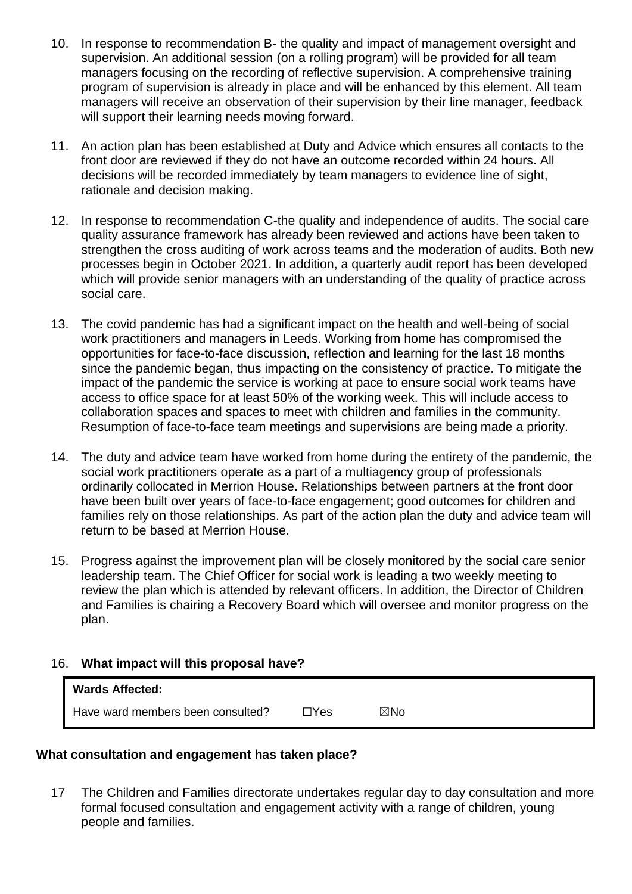10. In response to recommendation B- the quality and impact of management oversight and supervision. An additional session (on a rolling program) will be provided for all team managers focusing on the recording of reflective supervision. A comprehensive training program of supervision is already in place and will be enhanced by this element. All team managers will receive an observation of their supervision by their line manager, feedback will support their learning needs moving forward.

11. An action plan has been established at Duty and Advice which ensures all contacts to the front door are reviewed if they do not have an outcome recorded within 24 hours. All decisions will be recorded immediately by team managers to evidence line of sight, rationale and decision making.

12. In response to recommendation C-the quality and independence of audits. The social care quality assurance framework has already been reviewed and actions have been taken to strengthen the cross auditing of work across teams and the moderation of audits. Both new processes begin in October 2021. In addition, a quarterly audit report has been developed which will provide senior managers with an understanding of the quality of practice across social care.

13. The covid pandemic has had a significant impact on the health and well-being of social work practitioners and managers in Leeds. Working from home has compromised the opportunities for face-to-face discussion, reflection and learning for the last 18 months since the pandemic began, thus impacting on the consistency of practice. To mitigate the impact of the pandemic the service is working at pace to ensure social work teams have access to office space for at least 50% of the working week. This will include access to collaboration spaces and spaces to meet with children and families in the community. Resumption of face-to-face team meetings and supervisions are being made a priority.

14. The duty and advice team have worked from home during the entirety of the pandemic, the social work practitioners operate as a part of a multiagency group of professionals ordinarily collocated in Merrion House. Relationships between partners at the front door have been built over years of face-to-face engagement; good outcomes for children and families rely on those relationships. As part of the action plan the duty and advice team will return to be based at Merrion House.

15. Progress against the improvement plan will be closely monitored by the social care senior leadership team. The Chief Officer for social work is leading a two weekly meeting to review the plan which is attended by relevant officers. In addition, the Director of Children and Families is chairing a Recovery Board which will oversee and monitor progress on the plan.

16. **What impact will this proposal have?**

| **Wards Affected:** | | |
|---|---|---|
| Have ward members been consulted? | ☐Yes | ☒No |

**What consultation and engagement has taken place?**

17 The Children and Families directorate undertakes regular day to day consultation and more formal focused consultation and engagement activity with a range of children, young people and families.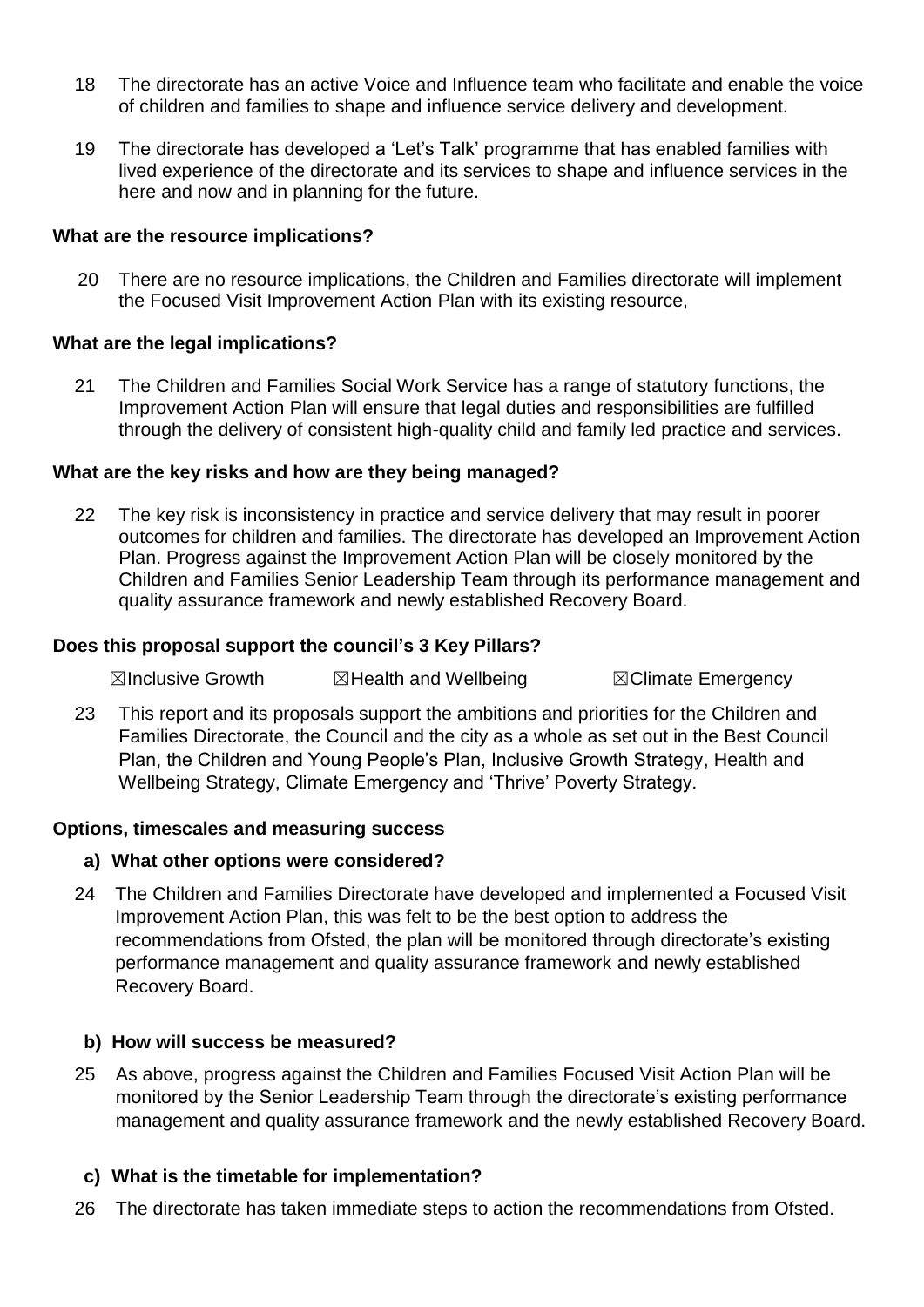18 The directorate has an active Voice and Influence team who facilitate and enable the voice of children and families to shape and influence service delivery and development.

19 The directorate has developed a 'Let's Talk' programme that has enabled families with lived experience of the directorate and its services to shape and influence services in the here and now and in planning for the future.

**What are the resource implications?**

20 There are no resource implications, the Children and Families directorate will implement the Focused Visit Improvement Action Plan with its existing resource,

**What are the legal implications?**

21 The Children and Families Social Work Service has a range of statutory functions, the Improvement Action Plan will ensure that legal duties and responsibilities are fulfilled through the delivery of consistent high-quality child and family led practice and services.

**What are the key risks and how are they being managed?**

22 The key risk is inconsistency in practice and service delivery that may result in poorer outcomes for children and families. The directorate has developed an Improvement Action Plan. Progress against the Improvement Action Plan will be closely monitored by the Children and Families Senior Leadership Team through its performance management and quality assurance framework and newly established Recovery Board.

**Does this proposal support the council's 3 Key Pillars?**

☒Inclusive Growth ☒Health and Wellbeing ☒Climate Emergency

23 This report and its proposals support the ambitions and priorities for the Children and Families Directorate, the Council and the city as a whole as set out in the Best Council Plan, the Children and Young People's Plan, Inclusive Growth Strategy, Health and Wellbeing Strategy, Climate Emergency and 'Thrive' Poverty Strategy.

**Options, timescales and measuring success**

**a) What other options were considered?**

24 The Children and Families Directorate have developed and implemented a Focused Visit Improvement Action Plan, this was felt to be the best option to address the recommendations from Ofsted, the plan will be monitored through directorate's existing performance management and quality assurance framework and newly established Recovery Board.

**b) How will success be measured?**

25 As above, progress against the Children and Families Focused Visit Action Plan will be monitored by the Senior Leadership Team through the directorate's existing performance management and quality assurance framework and the newly established Recovery Board.

**c) What is the timetable for implementation?**

26 The directorate has taken immediate steps to action the recommendations from Ofsted.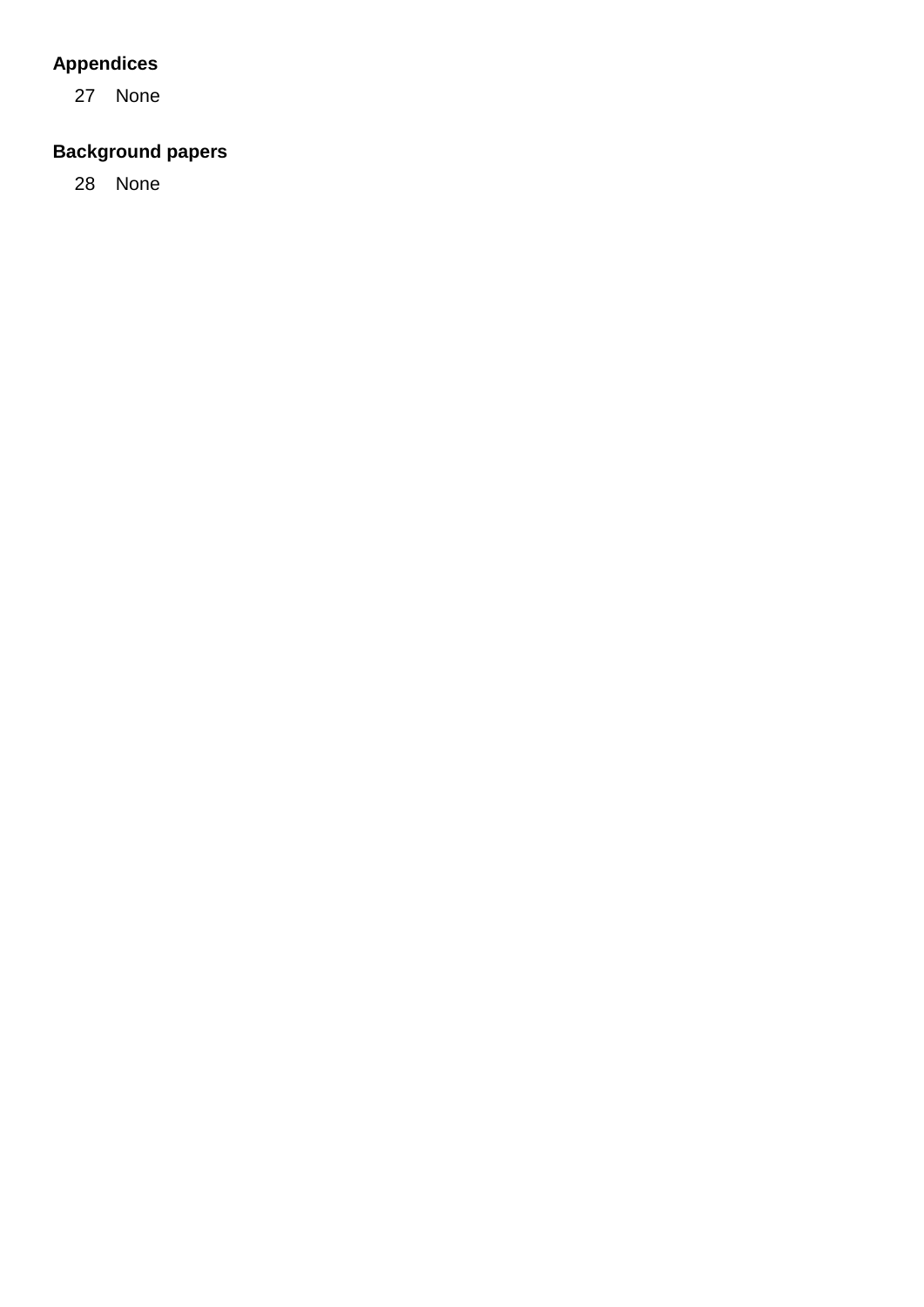**Appendices**

27 None

**Background papers**

28 None